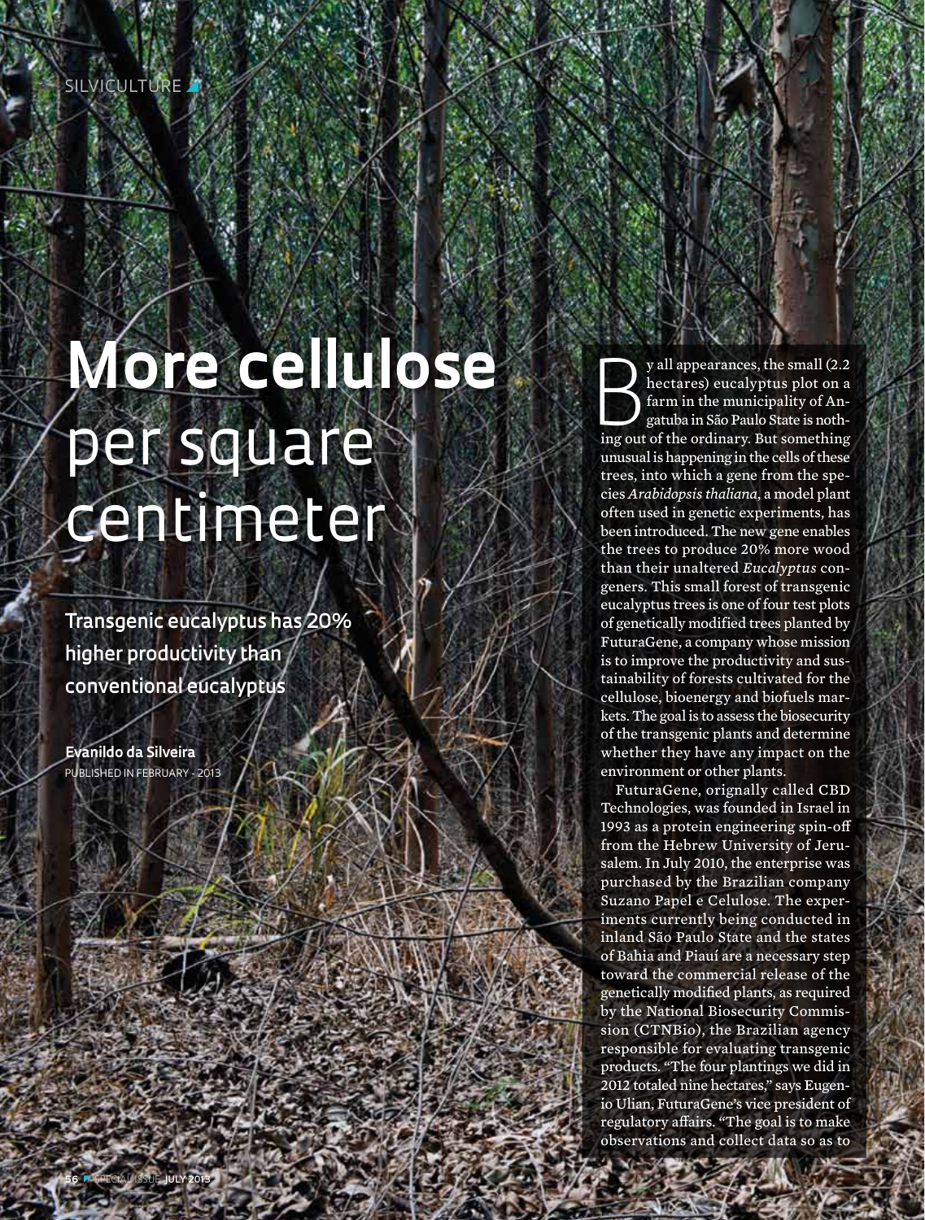SILVICULTURE

# **More cellulose** per square centimeter

**Transgenic eucalyptus has 20% higher productivity than conventional eucalyptus**

**Evanildo da Silveira**
PUBLISHED IN FEBRUARY - 2013

By all appearances, the small (2.2 hectares) eucalyptus plot on a farm in the municipality of Angatuba in São Paulo State is nothing out of the ordinary. But something unusual is happening in the cells of these trees, into which a gene from the species *Arabidopsis thaliana*, a model plant often used in genetic experiments, has been introduced. The new gene enables the trees to produce 20% more wood than their unaltered *Eucalyptus* congeners. This small forest of transgenic eucalyptus trees is one of four test plots of genetically modified trees planted by FuturaGene, a company whose mission is to improve the productivity and sustainability of forests cultivated for the cellulose, bioenergy and biofuels markets. The goal is to assess the biosecurity of the transgenic plants and determine whether they have any impact on the environment or other plants.

FuturaGene, orignally called CBD Technologies, was founded in Israel in 1993 as a protein engineering spin-off from the Hebrew University of Jerusalem. In July 2010, the enterprise was purchased by the Brazilian company Suzano Papel e Celulose. The experiments currently being conducted in inland São Paulo State and the states of Bahia and Piauí are a necessary step toward the commercial release of the genetically modified plants, as required by the National Biosecurity Commission (CTNBio), the Brazilian agency responsible for evaluating transgenic products. "The four plantings we did in 2012 totaled nine hectares," says Eugenio Ulian, FuturaGene's vice president of regulatory affairs. "The goal is to make observations and collect data so as to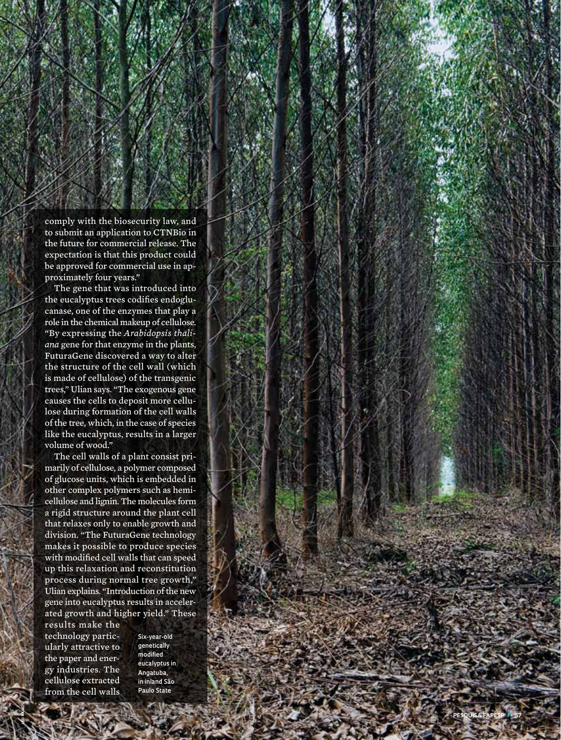comply with the biosecurity law, and to submit an application to CTNBio in the future for commercial release. The expectation is that this product could be approved for commercial use in approximately four years."

The gene that was introduced into the eucalyptus trees codifies endoglucanase, one of the enzymes that play a role in the chemical makeup of cellulose. "By expressing the *Arabidopsis thaliana* gene for that enzyme in the plants, FuturaGene discovered a way to alter the structure of the cell wall (which is made of cellulose) of the transgenic trees," Ulian says. "The exogenous gene causes the cells to deposit more cellulose during formation of the cell walls of the tree, which, in the case of species like the eucalyptus, results in a larger volume of wood."

The cell walls of a plant consist primarily of cellulose, a polymer composed of glucose units, which is embedded in other complex polymers such as hemicellulose and lignin. The molecules form a rigid structure around the plant cell that relaxes only to enable growth and division. "The FuturaGene technology makes it possible to produce species with modified cell walls that can speed up this relaxation and reconstitution process during normal tree growth," Ulian explains. "Introduction of the new gene into eucalyptus results in accelerated growth and higher yield." These results make the technology particularly attractive to the paper and energy industries. The cellulose extracted from the cell walls

Six-year-old genetically modified eucalyptus in Angatuba, in inland São Paulo State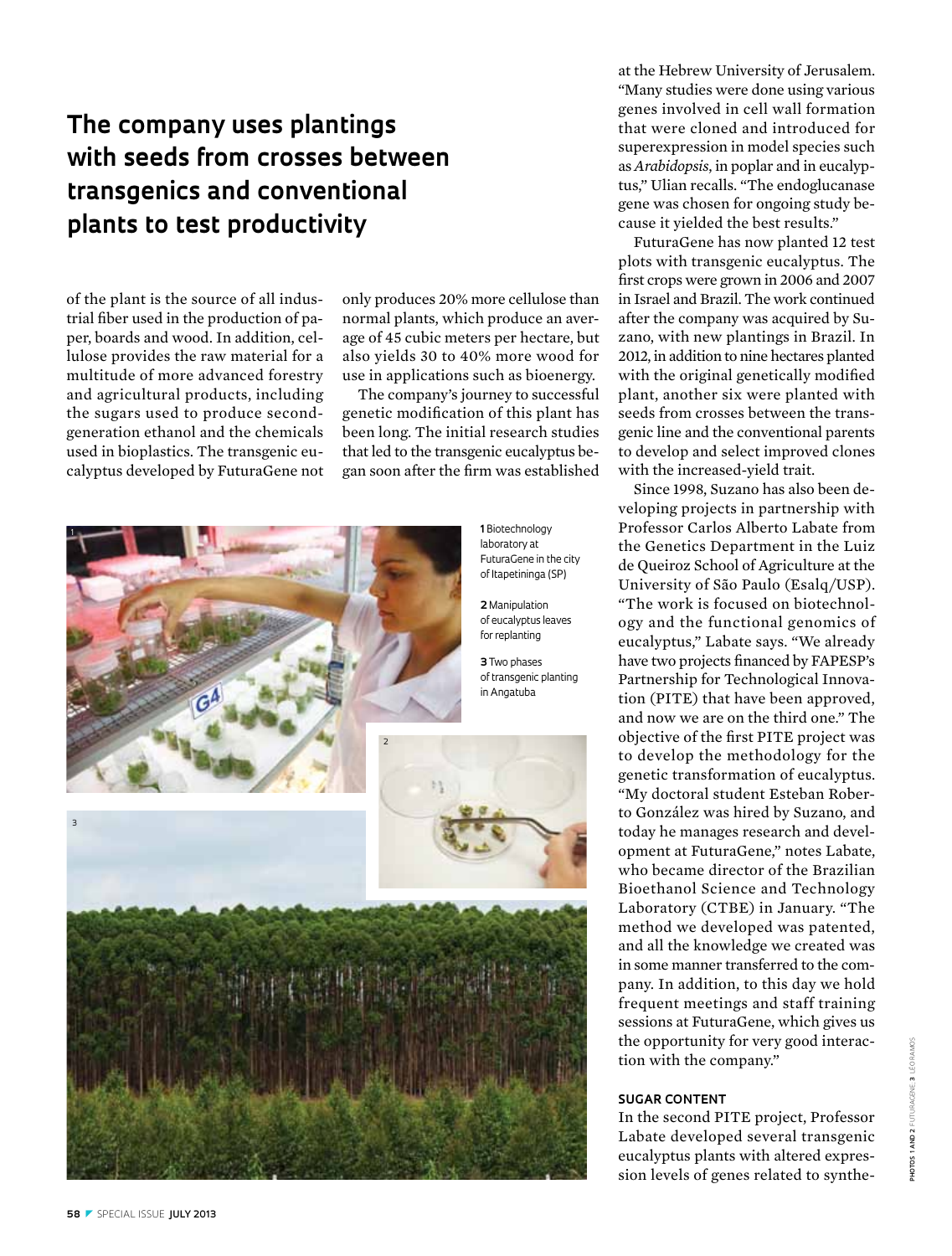## The company uses plantings with seeds from crosses between transgenics and conventional plants to test productivity

of the plant is the source of all industrial fiber used in the production of paper, boards and wood. In addition, cellulose provides the raw material for a multitude of more advanced forestry and agricultural products, including the sugars used to produce second-generation ethanol and the chemicals used in bioplastics. The transgenic eucalyptus developed by FuturaGene not only produces 20% more cellulose than normal plants, which produce an average of 45 cubic meters per hectare, but also yields 30 to 40% more wood for use in applications such as bioenergy.

The company's journey to successful genetic modification of this plant has been long. The initial research studies that led to the transgenic eucalyptus began soon after the firm was established at the Hebrew University of Jerusalem. "Many studies were done using various genes involved in cell wall formation that were cloned and introduced for superexpression in model species such as *Arabidopsis*, in poplar and in eucalyptus," Ulian recalls. "The endoglucanase gene was chosen for ongoing study because it yielded the best results."

FuturaGene has now planted 12 test plots with transgenic eucalyptus. The first crops were grown in 2006 and 2007 in Israel and Brazil. The work continued after the company was acquired by Suzano, with new plantings in Brazil. In 2012, in addition to nine hectares planted with the original genetically modified plant, another six were planted with seeds from crosses between the transgenic line and the conventional parents to develop and select improved clones with the increased-yield trait.

Since 1998, Suzano has also been developing projects in partnership with Professor Carlos Alberto Labate from the Genetics Department in the Luiz de Queiroz School of Agriculture at the University of São Paulo (Esalq/USP). "The work is focused on biotechnology and the functional genomics of eucalyptus," Labate says. "We already have two projects financed by FAPESP's Partnership for Technological Innovation (PITE) that have been approved, and now we are on the third one." The objective of the first PITE project was to develop the methodology for the genetic transformation of eucalyptus. "My doctoral student Esteban Roberto González was hired by Suzano, and today he manages research and development at FuturaGene," notes Labate, who became director of the Brazilian Bioethanol Science and Technology Laboratory (CTBE) in January. "The method we developed was patented, and all the knowledge we created was in some manner transferred to the company. In addition, to this day we hold frequent meetings and staff training sessions at FuturaGene, which gives us the opportunity for very good interaction with the company."

**1** Biotechnology laboratory at FuturaGene in the city of Itapetininga (SP)

**2** Manipulation of eucalyptus leaves for replanting

**3** Two phases of transgenic planting in Angatuba

PHOTOS 1 AND 2 FUTURAGENE 3 LÉO RAMOS

### SUGAR CONTENT

In the second PITE project, Professor Labate developed several transgenic eucalyptus plants with altered expression levels of genes related to synthe-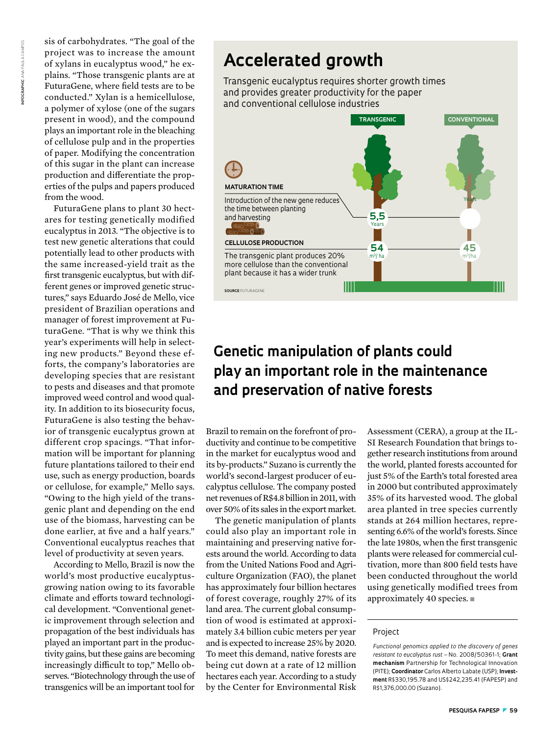sis of carbohydrates. "The goal of the project was to increase the amount of xylans in eucalyptus wood," he explains. "Those transgenic plants are at FuturaGene, where field tests are to be conducted." Xylan is a hemicellulose, a polymer of xylose (one of the sugars present in wood), and the compound plays an important role in the bleaching of cellulose pulp and in the properties of paper. Modifying the concentration of this sugar in the plant can increase production and differentiate the properties of the pulps and papers produced from the wood.

FuturaGene plans to plant 30 hectares for testing genetically modified eucalyptus in 2013. "The objective is to test new genetic alterations that could potentially lead to other products with the same increased-yield trait as the first transgenic eucalyptus, but with different genes or improved genetic structures," says Eduardo José de Mello, vice president of Brazilian operations and manager of forest improvement at FuturaGene. "That is why we think this year's experiments will help in selecting new products." Beyond these efforts, the company's laboratories are developing species that are resistant to pests and diseases and that promote improved weed control and wood quality. In addition to its biosecurity focus, FuturaGene is also testing the behavior of transgenic eucalyptus grown at different crop spacings. "That information will be important for planning future plantations tailored to their end use, such as energy production, boards or cellulose, for example," Mello says. "Owing to the high yield of the transgenic plant and depending on the end use of the biomass, harvesting can be done earlier, at five and a half years." Conventional eucalyptus reaches that level of productivity at seven years.

According to Mello, Brazil is now the world's most productive eucalyptus-growing nation owing to its favorable climate and efforts toward technological development. "Conventional genetic improvement through selection and propagation of the best individuals has played an important part in the productivity gains, but these gains are becoming increasingly difficult to top," Mello observes. "Biotechnology through the use of transgenics will be an important tool for

## Accelerated growth

Transgenic eucalyptus requires shorter growth times and provides greater productivity for the paper and conventional cellulose industries

TRANSGENIC

CONVENTIONAL

**MATURATION TIME**

Introduction of the new gene reduces the time between planting and harvesting

5,5 Years

Years

**CELLULOSE PRODUCTION**

The transgenic plant produces 20% more cellulose than the conventional plant because it has a wider trunk

54 m³/ ha

45 m³/ha

**SOURCE** FUTURAGENE

## Genetic manipulation of plants could play an important role in the maintenance and preservation of native forests

Brazil to remain on the forefront of productivity and continue to be competitive in the market for eucalyptus wood and its by-products." Suzano is currently the world's second-largest producer of eucalyptus cellulose. The company posted net revenues of R$4.8 billion in 2011, with over 50% of its sales in the export market.

The genetic manipulation of plants could also play an important role in maintaining and preserving native forests around the world. According to data from the United Nations Food and Agriculture Organization (FAO), the planet has approximately four billion hectares of forest coverage, roughly 27% of its land area. The current global consumption of wood is estimated at approximately 3.4 billion cubic meters per year and is expected to increase 25% by 2020. To meet this demand, native forests are being cut down at a rate of 12 million hectares each year. According to a study by the Center for Environmental Risk Assessment (CERA), a group at the ILSI Research Foundation that brings together research institutions from around the world, planted forests accounted for just 5% of the Earth's total forested area in 2000 but contributed approximately 35% of its harvested wood. The global area planted in tree species currently stands at 264 million hectares, representing 6.6% of the world's forests. Since the late 1980s, when the first transgenic plants were released for commercial cultivation, more than 800 field tests have been conducted throughout the world using genetically modified trees from approximately 40 species. ■

### Project

*Functional genomics applied to the discovery of genes resistant to eucalyptus rust* – No. 2008/50361-1; **Grant mechanism** Partnership for Technological Innovation (PITE); **Coordinator** Carlos Alberto Labate (USP); **Investment** R$330,195.78 and US$242,235.41 (FAPESP) and R$1,376,000.00 (Suzano).